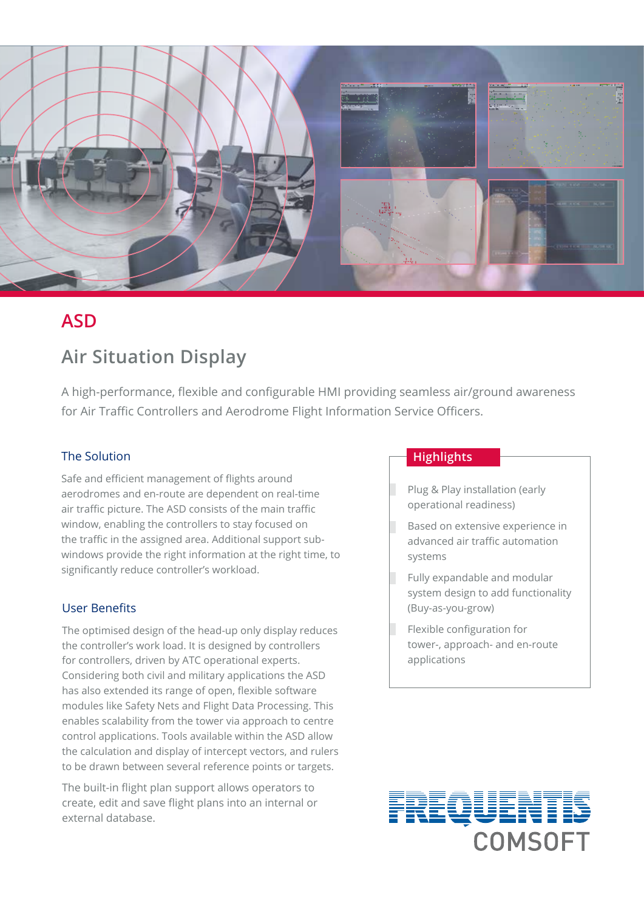# ASD

## Air Situation Display

A high-performance, flexible and configurable HMI providing seamless air/ground awareness for Air Traffic Controllers and Aerodrome Flight Information Service Officers.

### The Solution

Safe and efficient management of flights around aerodromes and en-route are dependent on real-time air traffic picture. The ASD consists of the main traffic window, enabling the controllers to stay focused on the traffic in the assigned area. Additional support sub-windows provide the right information at the right time, to significantly reduce controller's workload.

### User Benefits

The optimised design of the head-up only display reduces the controller's work load. It is designed by controllers for controllers, driven by ATC operational experts. Considering both civil and military applications the ASD has also extended its range of open, flexible software modules like Safety Nets and Flight Data Processing. This enables scalability from the tower via approach to centre control applications. Tools available within the ASD allow the calculation and display of intercept vectors, and rulers to be drawn between several reference points or targets.

The built-in flight plan support allows operators to create, edit and save flight plans into an internal or external database.

### Highlights

- Plug & Play installation (early operational readiness)
- Based on extensive experience in advanced air traffic automation systems
- Fully expandable and modular system design to add functionality (Buy-as-you-grow)
- Flexible configuration for tower-, approach- and en-route applications

FREQUENTIS COMSOFT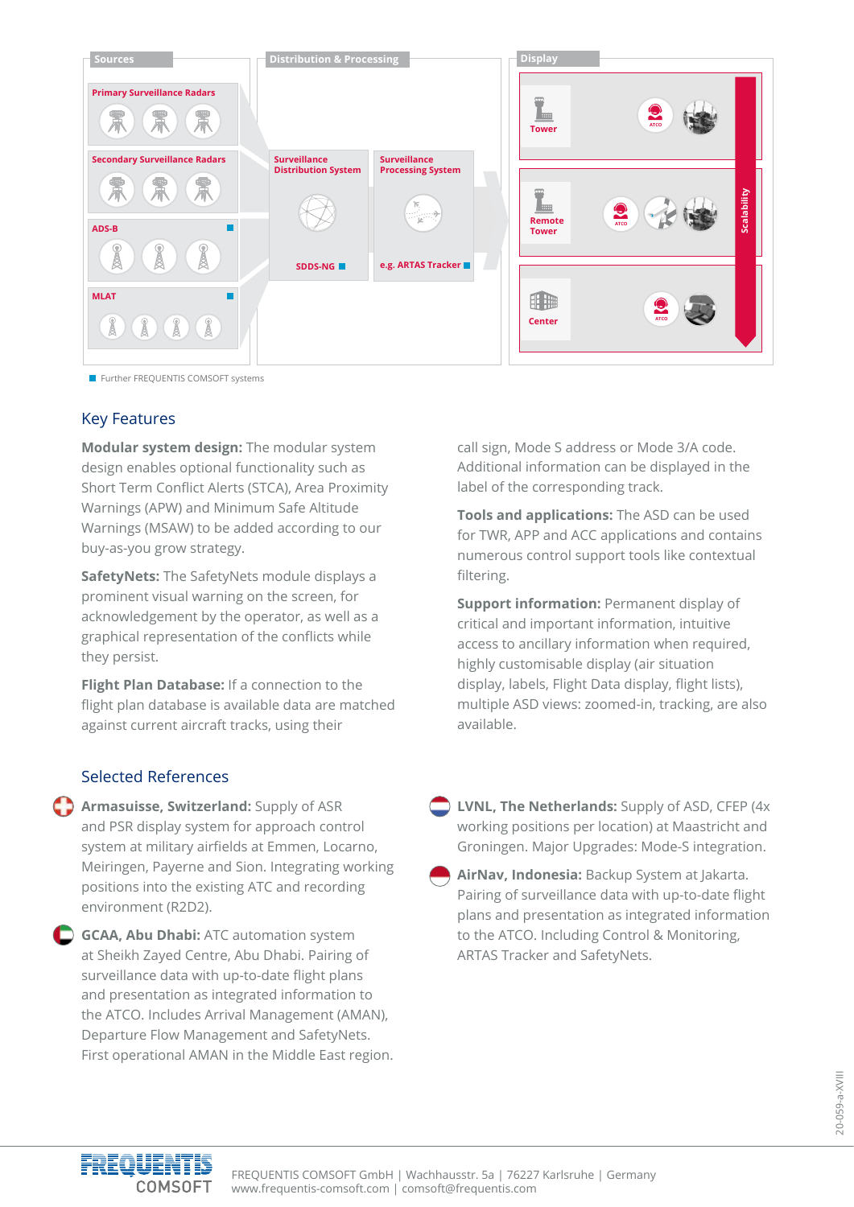Sources

Primary Surveillance Radars

Secondary Surveillance Radars

ADS-B

MLAT

Distribution & Processing

Surveillance Distribution System

SDDS-NG

Surveillance Processing System

e.g. ARTAS Tracker

Display

Tower

ATCO

Remote Tower

ATCO

Center

ATCO

Scalability

Further FREQUENTIS COMSOFT systems

## Key Features

**Modular system design:** The modular system design enables optional functionality such as Short Term Conflict Alerts (STCA), Area Proximity Warnings (APW) and Minimum Safe Altitude Warnings (MSAW) to be added according to our buy-as-you grow strategy.

**SafetyNets:** The SafetyNets module displays a prominent visual warning on the screen, for acknowledgement by the operator, as well as a graphical representation of the conflicts while they persist.

**Flight Plan Database:** If a connection to the flight plan database is available data are matched against current aircraft tracks, using their call sign, Mode S address or Mode 3/A code. Additional information can be displayed in the label of the corresponding track.

**Tools and applications:** The ASD can be used for TWR, APP and ACC applications and contains numerous control support tools like contextual filtering.

**Support information:** Permanent display of critical and important information, intuitive access to ancillary information when required, highly customisable display (air situation display, labels, Flight Data display, flight lists), multiple ASD views: zoomed-in, tracking, are also available.

## Selected References

**Armasuisse, Switzerland:** Supply of ASR and PSR display system for approach control system at military airfields at Emmen, Locarno, Meiringen, Payerne and Sion. Integrating working positions into the existing ATC and recording environment (R2D2).

**GCAA, Abu Dhabi:** ATC automation system at Sheikh Zayed Centre, Abu Dhabi. Pairing of surveillance data with up-to-date flight plans and presentation as integrated information to the ATCO. Includes Arrival Management (AMAN), Departure Flow Management and SafetyNets. First operational AMAN in the Middle East region.

**LVNL, The Netherlands:** Supply of ASD, CFEP (4x working positions per location) at Maastricht and Groningen. Major Upgrades: Mode-S integration.

**AirNav, Indonesia:** Backup System at Jakarta. Pairing of surveillance data with up-to-date flight plans and presentation as integrated information to the ATCO. Including Control & Monitoring, ARTAS Tracker and SafetyNets.

20-059-a-XVIII

FREQUENTIS COMSOFT

FREQUENTIS COMSOFT GmbH | Wachhausstr. 5a | 76227 Karlsruhe | Germany
www.frequentis-comsoft.com | comsoft@frequentis.com